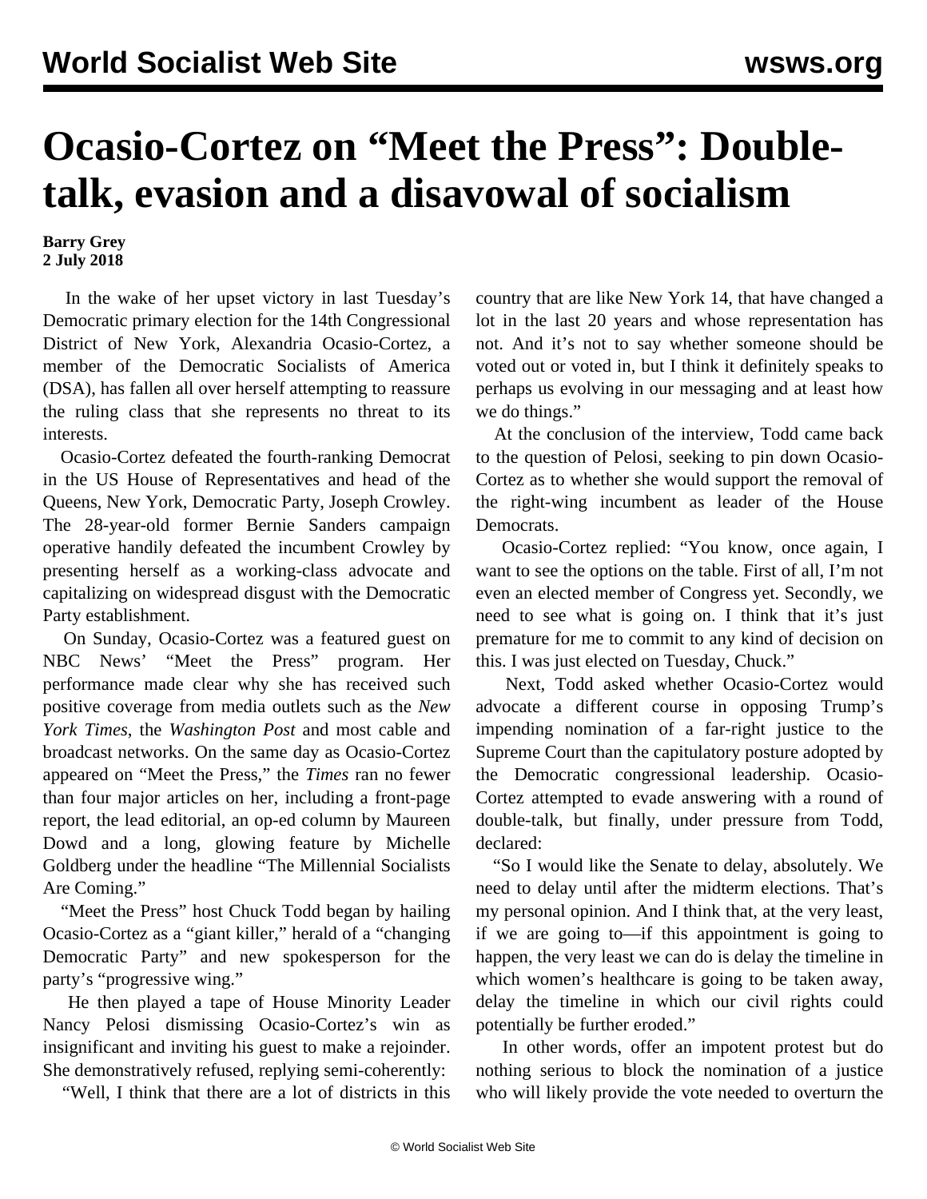# Ocasio-Cortez on "Meet the Press": Double-talk, evasion and a disavowal of socialism

**Barry Grey**
**2 July 2018**

In the wake of her upset victory in last Tuesday's Democratic primary election for the 14th Congressional District of New York, Alexandria Ocasio-Cortez, a member of the Democratic Socialists of America (DSA), has fallen all over herself attempting to reassure the ruling class that she represents no threat to its interests.

Ocasio-Cortez defeated the fourth-ranking Democrat in the US House of Representatives and head of the Queens, New York, Democratic Party, Joseph Crowley. The 28-year-old former Bernie Sanders campaign operative handily defeated the incumbent Crowley by presenting herself as a working-class advocate and capitalizing on widespread disgust with the Democratic Party establishment.

On Sunday, Ocasio-Cortez was a featured guest on NBC News' "Meet the Press" program. Her performance made clear why she has received such positive coverage from media outlets such as the *New York Times*, the *Washington Post* and most cable and broadcast networks. On the same day as Ocasio-Cortez appeared on "Meet the Press," the *Times* ran no fewer than four major articles on her, including a front-page report, the lead editorial, an op-ed column by Maureen Dowd and a long, glowing feature by Michelle Goldberg under the headline "The Millennial Socialists Are Coming."

"Meet the Press" host Chuck Todd began by hailing Ocasio-Cortez as a "giant killer," herald of a "changing Democratic Party" and new spokesperson for the party's "progressive wing."

He then played a tape of House Minority Leader Nancy Pelosi dismissing Ocasio-Cortez's win as insignificant and inviting his guest to make a rejoinder. She demonstratively refused, replying semi-coherently:

"Well, I think that there are a lot of districts in this country that are like New York 14, that have changed a lot in the last 20 years and whose representation has not. And it's not to say whether someone should be voted out or voted in, but I think it definitely speaks to perhaps us evolving in our messaging and at least how we do things."

At the conclusion of the interview, Todd came back to the question of Pelosi, seeking to pin down Ocasio-Cortez as to whether she would support the removal of the right-wing incumbent as leader of the House Democrats.

Ocasio-Cortez replied: "You know, once again, I want to see the options on the table. First of all, I'm not even an elected member of Congress yet. Secondly, we need to see what is going on. I think that it's just premature for me to commit to any kind of decision on this. I was just elected on Tuesday, Chuck."

Next, Todd asked whether Ocasio-Cortez would advocate a different course in opposing Trump's impending nomination of a far-right justice to the Supreme Court than the capitulatory posture adopted by the Democratic congressional leadership. Ocasio-Cortez attempted to evade answering with a round of double-talk, but finally, under pressure from Todd, declared:

"So I would like the Senate to delay, absolutely. We need to delay until after the midterm elections. That's my personal opinion. And I think that, at the very least, if we are going to—if this appointment is going to happen, the very least we can do is delay the timeline in which women's healthcare is going to be taken away, delay the timeline in which our civil rights could potentially be further eroded."

In other words, offer an impotent protest but do nothing serious to block the nomination of a justice who will likely provide the vote needed to overturn the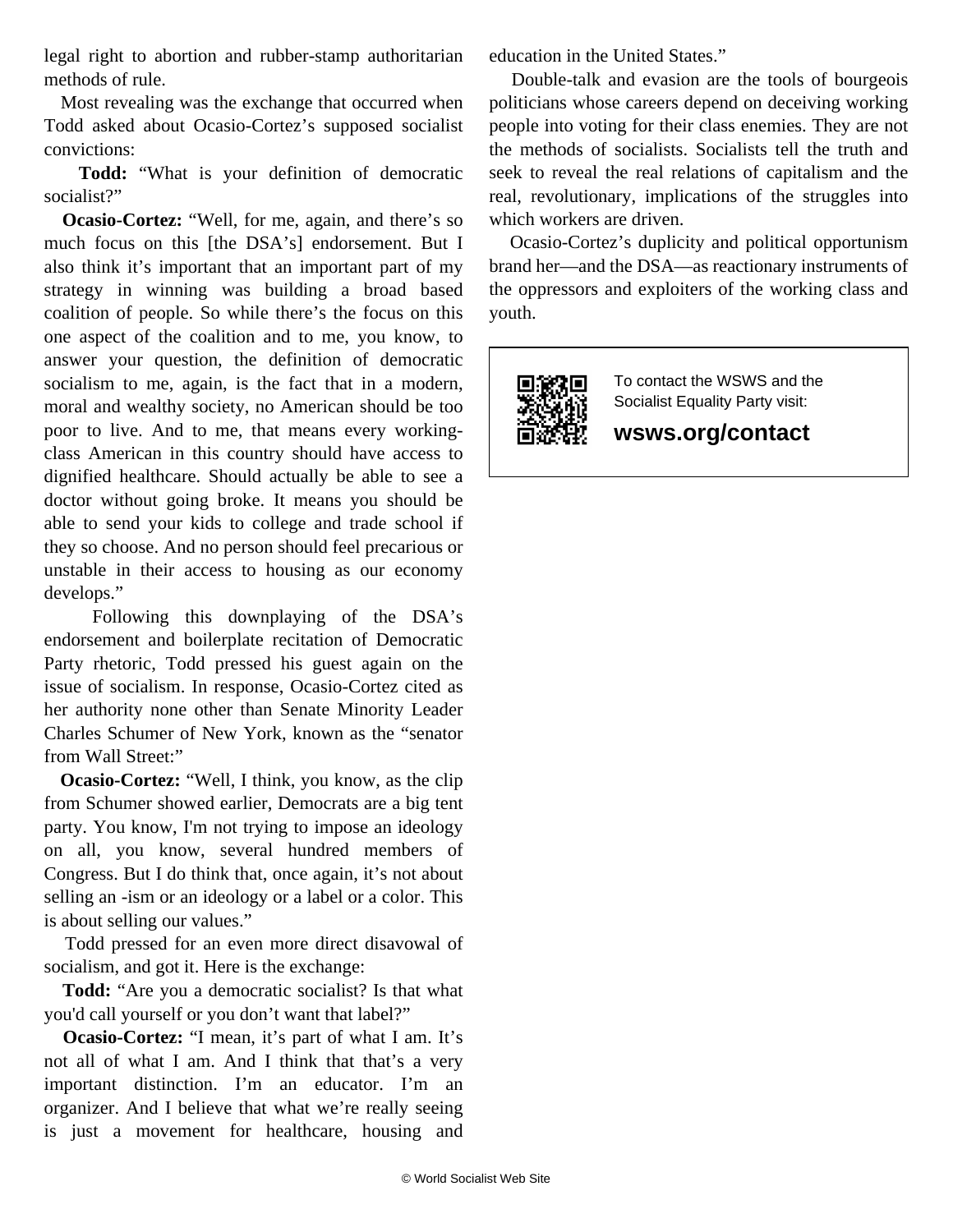legal right to abortion and rubber-stamp authoritarian methods of rule.

Most revealing was the exchange that occurred when Todd asked about Ocasio-Cortez's supposed socialist convictions:

**Todd:** "What is your definition of democratic socialist?"

**Ocasio-Cortez:** "Well, for me, again, and there's so much focus on this [the DSA's] endorsement. But I also think it's important that an important part of my strategy in winning was building a broad based coalition of people. So while there's the focus on this one aspect of the coalition and to me, you know, to answer your question, the definition of democratic socialism to me, again, is the fact that in a modern, moral and wealthy society, no American should be too poor to live. And to me, that means every working-class American in this country should have access to dignified healthcare. Should actually be able to see a doctor without going broke. It means you should be able to send your kids to college and trade school if they so choose. And no person should feel precarious or unstable in their access to housing as our economy develops."

Following this downplaying of the DSA's endorsement and boilerplate recitation of Democratic Party rhetoric, Todd pressed his guest again on the issue of socialism. In response, Ocasio-Cortez cited as her authority none other than Senate Minority Leader Charles Schumer of New York, known as the "senator from Wall Street:"

**Ocasio-Cortez:** "Well, I think, you know, as the clip from Schumer showed earlier, Democrats are a big tent party. You know, I'm not trying to impose an ideology on all, you know, several hundred members of Congress. But I do think that, once again, it's not about selling an -ism or an ideology or a label or a color. This is about selling our values."

Todd pressed for an even more direct disavowal of socialism, and got it. Here is the exchange:

**Todd:** "Are you a democratic socialist? Is that what you'd call yourself or you don't want that label?"

**Ocasio-Cortez:** "I mean, it's part of what I am. It's not all of what I am. And I think that that's a very important distinction. I'm an educator. I'm an organizer. And I believe that what we're really seeing is just a movement for healthcare, housing and education in the United States."

Double-talk and evasion are the tools of bourgeois politicians whose careers depend on deceiving working people into voting for their class enemies. They are not the methods of socialists. Socialists tell the truth and seek to reveal the real relations of capitalism and the real, revolutionary, implications of the struggles into which workers are driven.

Ocasio-Cortez's duplicity and political opportunism brand her—and the DSA—as reactionary instruments of the oppressors and exploiters of the working class and youth.

To contact the WSWS and the Socialist Equality Party visit:

**wsws.org/contact**